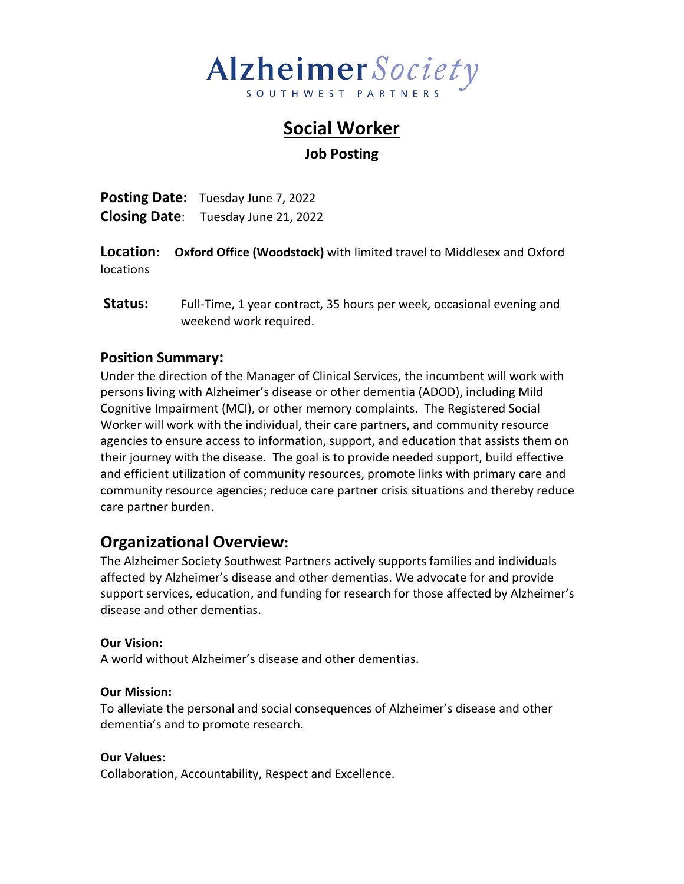Alzheimer Society
SOUTHWEST PARTNERS

# Social Worker

**Job Posting**

**Posting Date:** Tuesday June 7, 2022
**Closing Date**: Tuesday June 21, 2022

**Location:** **Oxford Office (Woodstock)** with limited travel to Middlesex and Oxford locations

**Status:** Full-Time, 1 year contract, 35 hours per week, occasional evening and weekend work required.

### Position Summary:

Under the direction of the Manager of Clinical Services, the incumbent will work with persons living with Alzheimer's disease or other dementia (ADOD), including Mild Cognitive Impairment (MCI), or other memory complaints. The Registered Social Worker will work with the individual, their care partners, and community resource agencies to ensure access to information, support, and education that assists them on their journey with the disease. The goal is to provide needed support, build effective and efficient utilization of community resources, promote links with primary care and community resource agencies; reduce care partner crisis situations and thereby reduce care partner burden.

## Organizational Overview:

The Alzheimer Society Southwest Partners actively supports families and individuals affected by Alzheimer's disease and other dementias. We advocate for and provide support services, education, and funding for research for those affected by Alzheimer's disease and other dementias.

**Our Vision:**
A world without Alzheimer's disease and other dementias.

**Our Mission:**
To alleviate the personal and social consequences of Alzheimer's disease and other dementia's and to promote research.

**Our Values:**
Collaboration, Accountability, Respect and Excellence.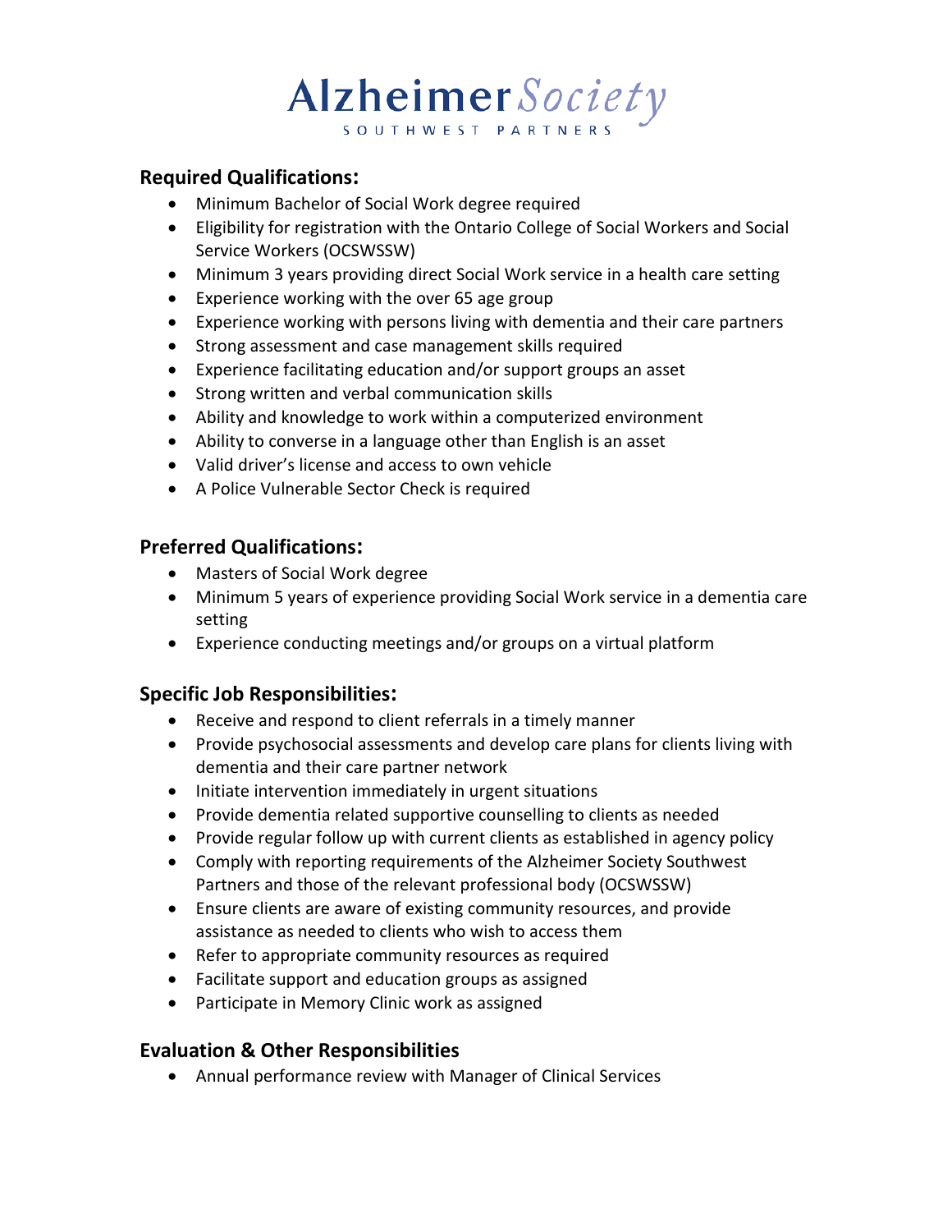## Required Qualifications:

- Minimum Bachelor of Social Work degree required
- Eligibility for registration with the Ontario College of Social Workers and Social Service Workers (OCSWSSW)
- Minimum 3 years providing direct Social Work service in a health care setting
- Experience working with the over 65 age group
- Experience working with persons living with dementia and their care partners
- Strong assessment and case management skills required
- Experience facilitating education and/or support groups an asset
- Strong written and verbal communication skills
- Ability and knowledge to work within a computerized environment
- Ability to converse in a language other than English is an asset
- Valid driver's license and access to own vehicle
- A Police Vulnerable Sector Check is required

## Preferred Qualifications:

- Masters of Social Work degree
- Minimum 5 years of experience providing Social Work service in a dementia care setting
- Experience conducting meetings and/or groups on a virtual platform

## Specific Job Responsibilities:

- Receive and respond to client referrals in a timely manner
- Provide psychosocial assessments and develop care plans for clients living with dementia and their care partner network
- Initiate intervention immediately in urgent situations
- Provide dementia related supportive counselling to clients as needed
- Provide regular follow up with current clients as established in agency policy
- Comply with reporting requirements of the Alzheimer Society Southwest Partners and those of the relevant professional body (OCSWSSW)
- Ensure clients are aware of existing community resources, and provide assistance as needed to clients who wish to access them
- Refer to appropriate community resources as required
- Facilitate support and education groups as assigned
- Participate in Memory Clinic work as assigned

## Evaluation & Other Responsibilities

- Annual performance review with Manager of Clinical Services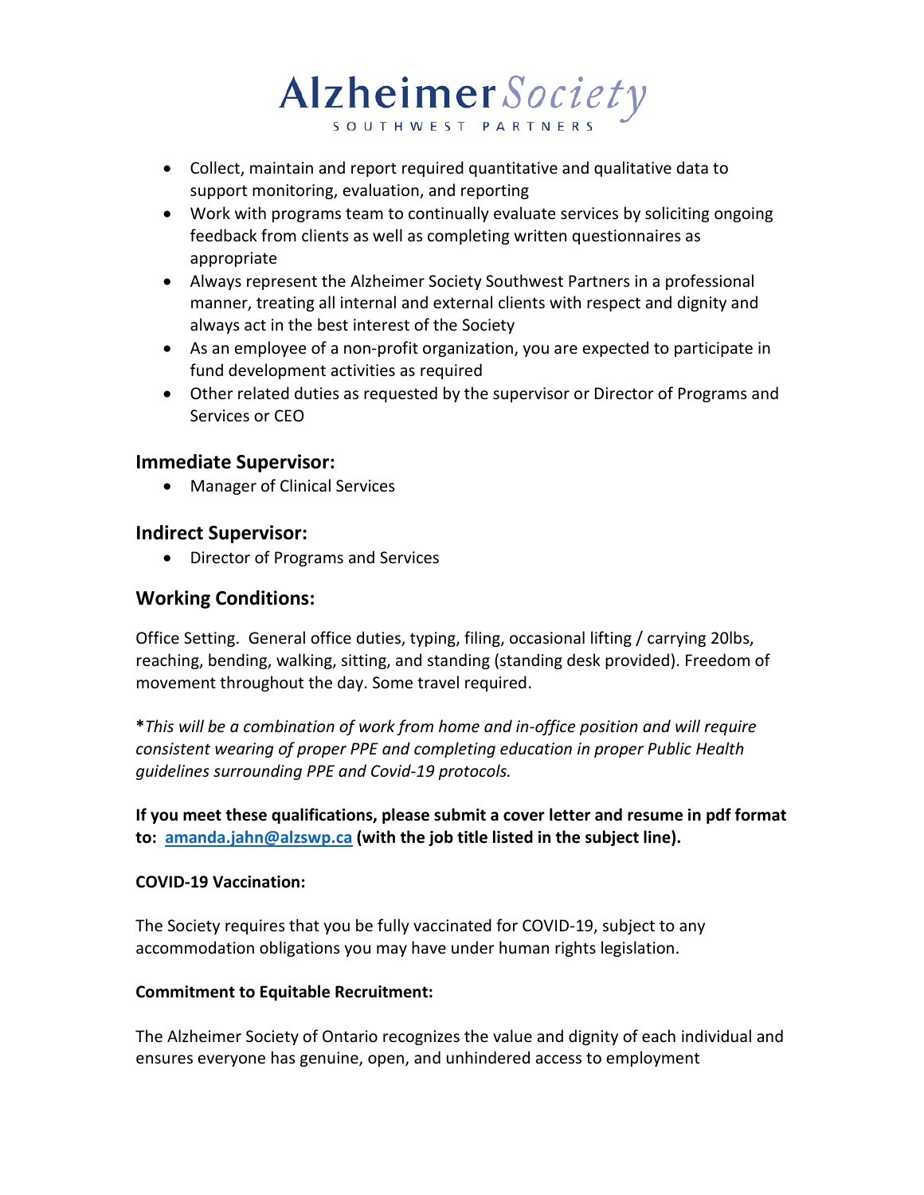- Collect, maintain and report required quantitative and qualitative data to support monitoring, evaluation, and reporting
- Work with programs team to continually evaluate services by soliciting ongoing feedback from clients as well as completing written questionnaires as appropriate
- Always represent the Alzheimer Society Southwest Partners in a professional manner, treating all internal and external clients with respect and dignity and always act in the best interest of the Society
- As an employee of a non-profit organization, you are expected to participate in fund development activities as required
- Other related duties as requested by the supervisor or Director of Programs and Services or CEO

## Immediate Supervisor:

- Manager of Clinical Services

## Indirect Supervisor:

- Director of Programs and Services

## Working Conditions:

Office Setting. General office duties, typing, filing, occasional lifting / carrying 20lbs, reaching, bending, walking, sitting, and standing (standing desk provided). Freedom of movement throughout the day. Some travel required.

***This will be a combination of work from home and in-office position and will require consistent wearing of proper PPE and completing education in proper Public Health guidelines surrounding PPE and Covid-19 protocols.***

**If you meet these qualifications, please submit a cover letter and resume in pdf format to: [amanda.jahn@alzswp.ca](mailto:amanda.jahn@alzswp.ca) (with the job title listed in the subject line).**

**COVID-19 Vaccination:**

The Society requires that you be fully vaccinated for COVID-19, subject to any accommodation obligations you may have under human rights legislation.

**Commitment to Equitable Recruitment:**

The Alzheimer Society of Ontario recognizes the value and dignity of each individual and ensures everyone has genuine, open, and unhindered access to employment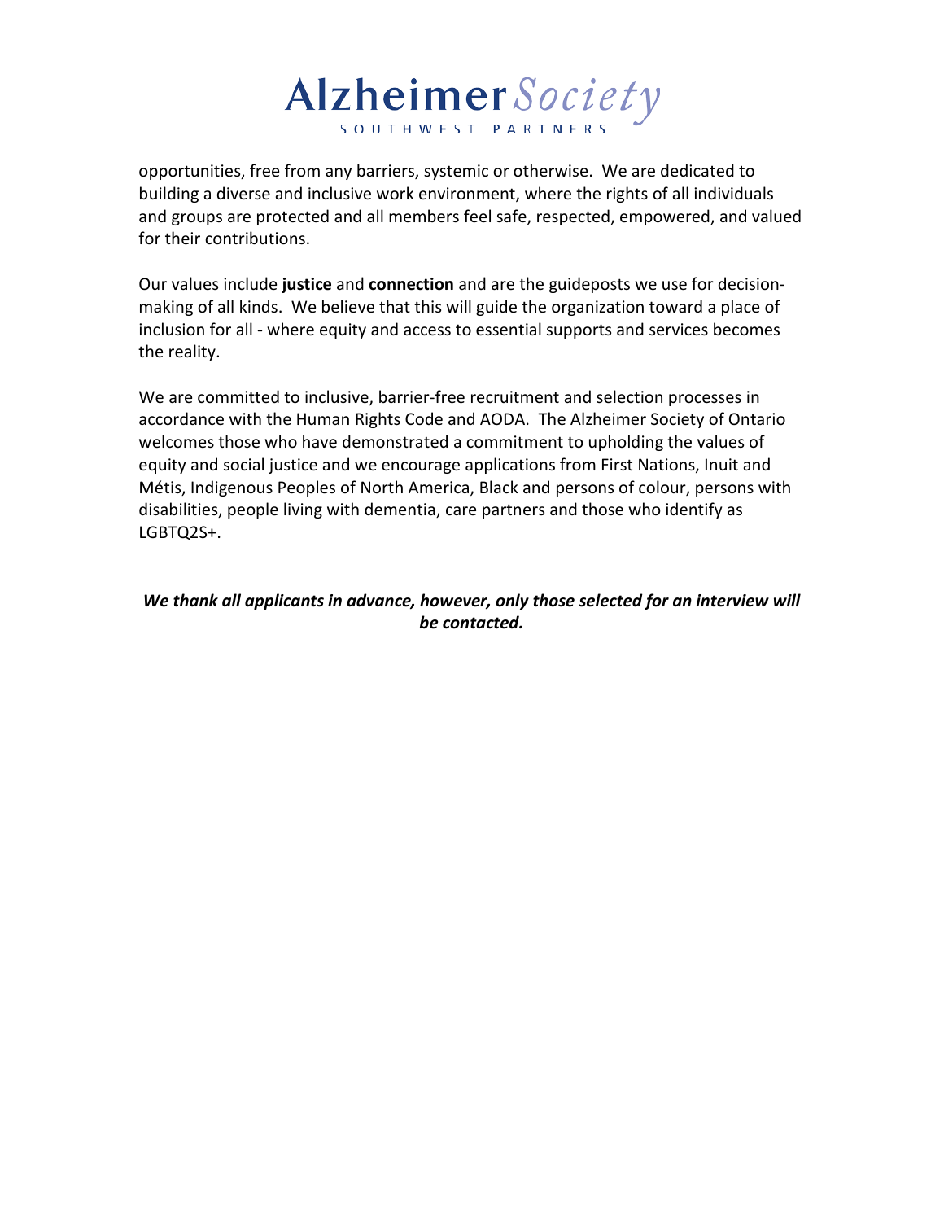opportunities, free from any barriers, systemic or otherwise. We are dedicated to building a diverse and inclusive work environment, where the rights of all individuals and groups are protected and all members feel safe, respected, empowered, and valued for their contributions.

Our values include **justice** and **connection** and are the guideposts we use for decision-making of all kinds. We believe that this will guide the organization toward a place of inclusion for all - where equity and access to essential supports and services becomes the reality.

We are committed to inclusive, barrier-free recruitment and selection processes in accordance with the Human Rights Code and AODA. The Alzheimer Society of Ontario welcomes those who have demonstrated a commitment to upholding the values of equity and social justice and we encourage applications from First Nations, Inuit and Métis, Indigenous Peoples of North America, Black and persons of colour, persons with disabilities, people living with dementia, care partners and those who identify as LGBTQ2S+.

***We thank all applicants in advance, however, only those selected for an interview will be contacted.***